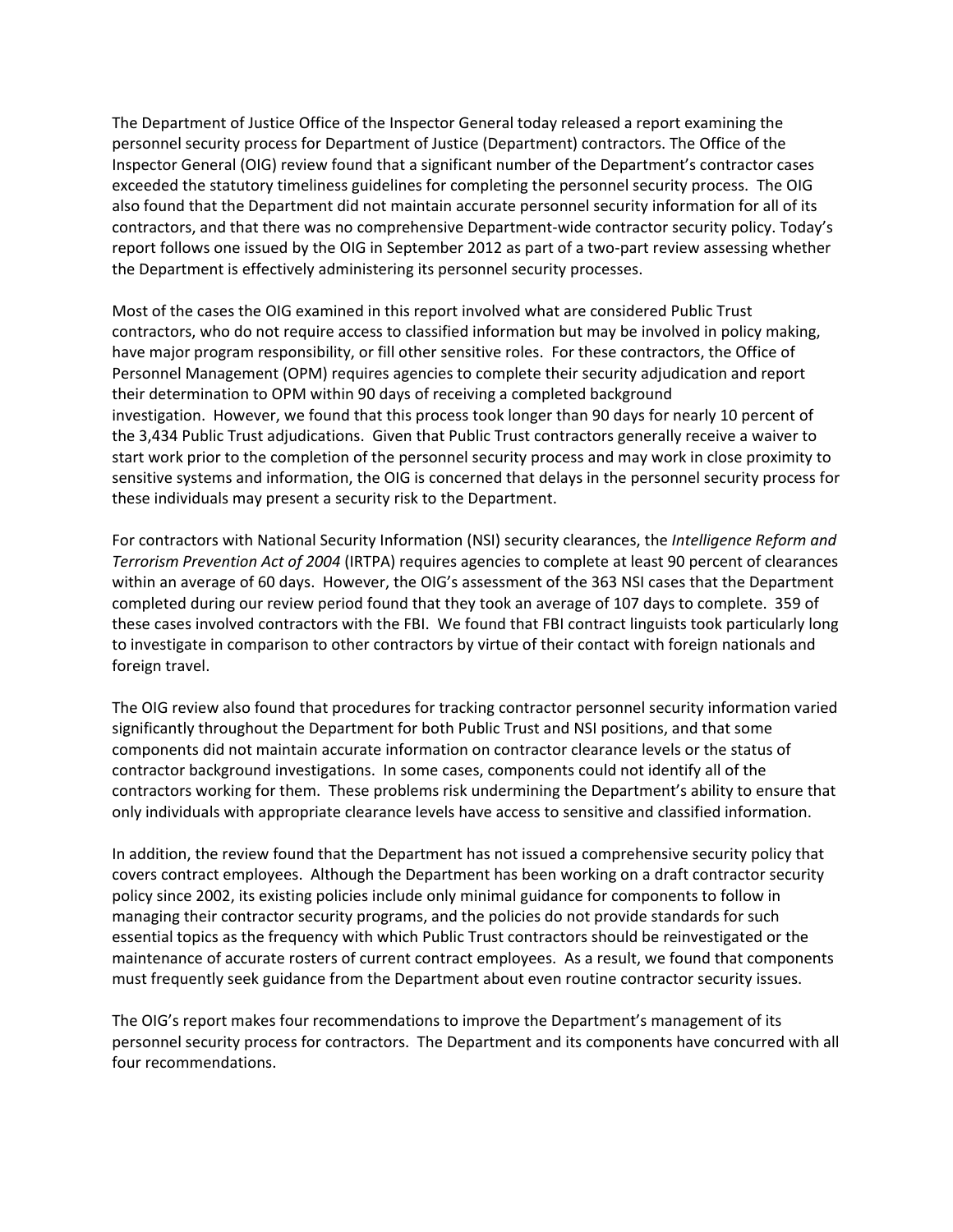The Department of Justice Office of the Inspector General today released a report examining the personnel security process for Department of Justice (Department) contractors. The Office of the Inspector General (OIG) review found that a significant number of the Department's contractor cases exceeded the statutory timeliness guidelines for completing the personnel security process. The OIG also found that the Department did not maintain accurate personnel security information for all of its contractors, and that there was no comprehensive Department-wide contractor security policy. Today's report follows one issued by the OIG in September 2012 as part of a two-part review assessing whether the Department is effectively administering its personnel security processes.

Most of the cases the OIG examined in this report involved what are considered Public Trust contractors, who do not require access to classified information but may be involved in policy making, have major program responsibility, or fill other sensitive roles. For these contractors, the Office of Personnel Management (OPM) requires agencies to complete their security adjudication and report their determination to OPM within 90 days of receiving a completed background investigation. However, we found that this process took longer than 90 days for nearly 10 percent of the 3,434 Public Trust adjudications. Given that Public Trust contractors generally receive a waiver to start work prior to the completion of the personnel security process and may work in close proximity to sensitive systems and information, the OIG is concerned that delays in the personnel security process for these individuals may present a security risk to the Department.

For contractors with National Security Information (NSI) security clearances, the *Intelligence Reform and Terrorism Prevention Act of 2004* (IRTPA) requires agencies to complete at least 90 percent of clearances within an average of 60 days. However, the OIG's assessment of the 363 NSI cases that the Department completed during our review period found that they took an average of 107 days to complete. 359 of these cases involved contractors with the FBI. We found that FBI contract linguists took particularly long to investigate in comparison to other contractors by virtue of their contact with foreign nationals and foreign travel.

The OIG review also found that procedures for tracking contractor personnel security information varied significantly throughout the Department for both Public Trust and NSI positions, and that some components did not maintain accurate information on contractor clearance levels or the status of contractor background investigations. In some cases, components could not identify all of the contractors working for them. These problems risk undermining the Department's ability to ensure that only individuals with appropriate clearance levels have access to sensitive and classified information.

In addition, the review found that the Department has not issued a comprehensive security policy that covers contract employees. Although the Department has been working on a draft contractor security policy since 2002, its existing policies include only minimal guidance for components to follow in managing their contractor security programs, and the policies do not provide standards for such essential topics as the frequency with which Public Trust contractors should be reinvestigated or the maintenance of accurate rosters of current contract employees. As a result, we found that components must frequently seek guidance from the Department about even routine contractor security issues.

The OIG's report makes four recommendations to improve the Department's management of its personnel security process for contractors. The Department and its components have concurred with all four recommendations.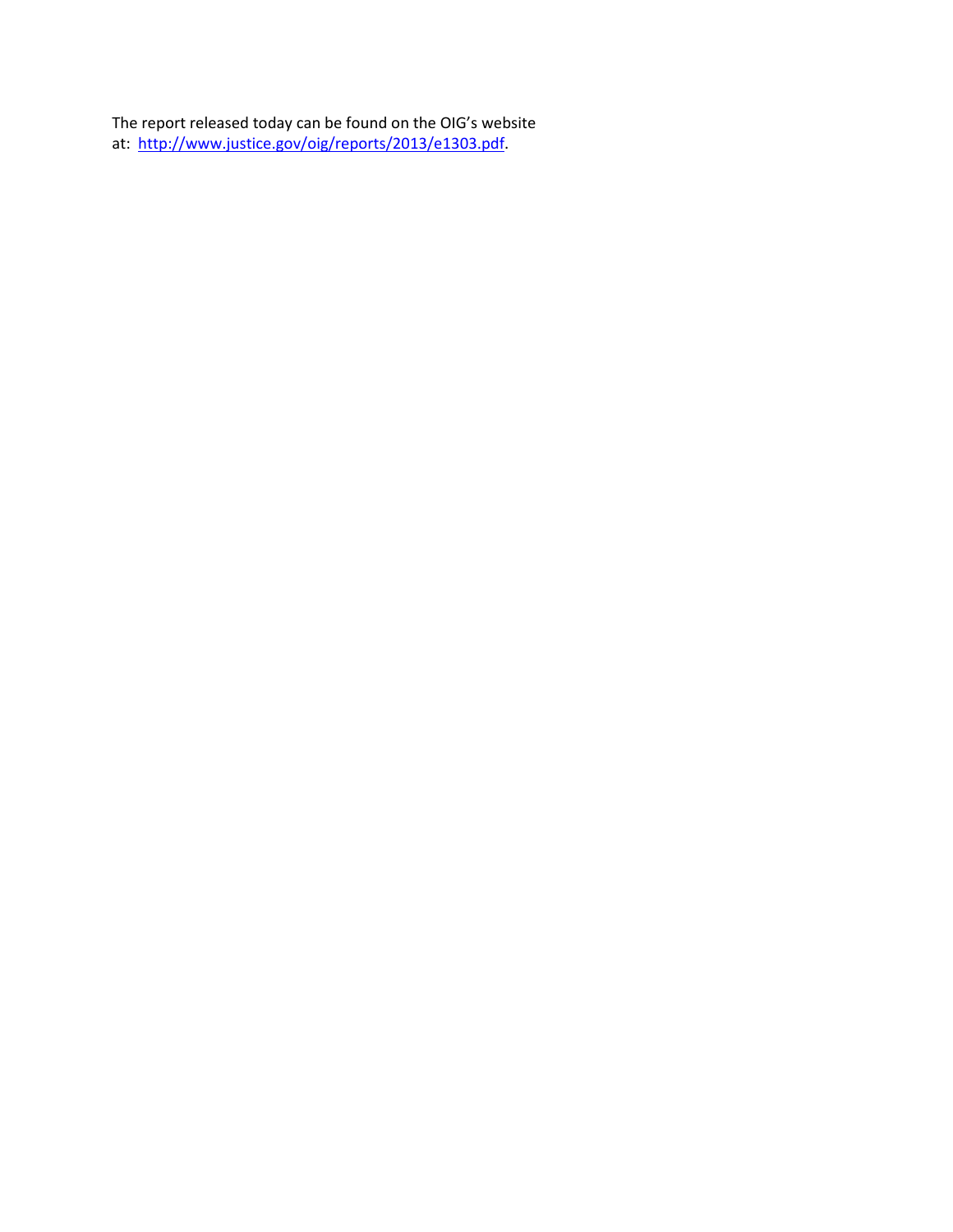The report released today can be found on the OIG's website at: [http://www.justice.gov/oig/reports/2013/e1303.pdf](http://www.justice.gov/oig/reports/2013/e1303.pdf).